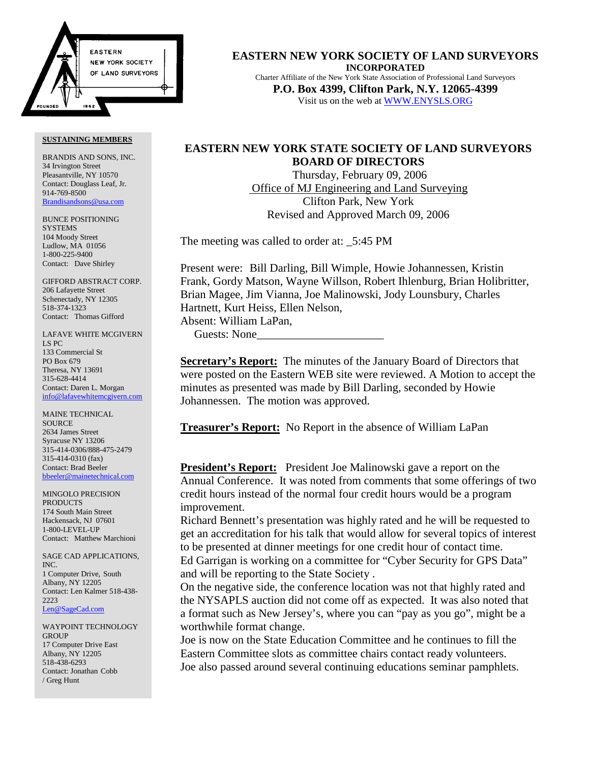**EASTERN NEW YORK SOCIETY OF LAND SURVEYORS**
**INCORPORATED**
Charter Affiliate of the New York State Association of Professional Land Surveyors
**P.O. Box 4399, Clifton Park, N.Y. 12065-4399**
Visit us on the web at WWW.ENYSLS.ORG

**SUSTAINING MEMBERS**

BRANDIS AND SONS, INC.
34 Irvington Street
Pleasantville, NY 10570
Contact: Douglass Leaf, Jr.
914-769-8500
Brandisandsons@usa.com

BUNCE POSITIONING SYSTEMS
104 Moody Street
Ludlow, MA 01056
1-800-225-9400
Contact: Dave Shirley

GIFFORD ABSTRACT CORP.
206 Lafayette Street
Schenectady, NY 12305
518-374-1323
Contact: Thomas Gifford

LAFAVE WHITE MCGIVERN LS PC
133 Commercial St
PO Box 679
Theresa, NY 13691
315-628-4414
Contact: Daren L. Morgan
info@lafavewhitemcgivern.com

MAINE TECHNICAL SOURCE
2634 James Street
Syracuse NY 13206
315-414-0306/888-475-2479
315-414-0310 (fax)
Contact: Brad Beeler
bbeeler@mainetechnical.com

MINGOLO PRECISION PRODUCTS
174 South Main Street
Hackensack, NJ 07601
1-800-LEVEL-UP
Contact: Matthew Marchioni

SAGE CAD APPLICATIONS, INC.
1 Computer Drive, South
Albany, NY 12205
Contact: Len Kalmer 518-438-2223
Len@SageCad.com

WAYPOINT TECHNOLOGY GROUP
17 Computer Drive East
Albany, NY 12205
518-438-6293
Contact: Jonathan Cobb / Greg Hunt

## EASTERN NEW YORK STATE SOCIETY OF LAND SURVEYORS BOARD OF DIRECTORS

Thursday, February 09, 2006
Office of MJ Engineering and Land Surveying
Clifton Park, New York
Revised and Approved March 09, 2006

The meeting was called to order at: _5:45 PM

Present were: Bill Darling, Bill Wimple, Howie Johannessen, Kristin Frank, Gordy Matson, Wayne Willson, Robert Ihlenburg, Brian Holibritter, Brian Magee, Jim Vianna, Joe Malinowski, Jody Lounsbury, Charles Hartnett, Kurt Heiss, Ellen Nelson,
Absent: William LaPan,
Guests: None______________________

**Secretary's Report:** The minutes of the January Board of Directors that were posted on the Eastern WEB site were reviewed. A Motion to accept the minutes as presented was made by Bill Darling, seconded by Howie Johannessen. The motion was approved.

**Treasurer's Report:** No Report in the absence of William LaPan

**President's Report:** President Joe Malinowski gave a report on the Annual Conference. It was noted from comments that some offerings of two credit hours instead of the normal four credit hours would be a program improvement.
Richard Bennett's presentation was highly rated and he will be requested to get an accreditation for his talk that would allow for several topics of interest to be presented at dinner meetings for one credit hour of contact time.
Ed Garrigan is working on a committee for "Cyber Security for GPS Data" and will be reporting to the State Society .
On the negative side, the conference location was not that highly rated and the NYSAPLS auction did not come off as expected. It was also noted that a format such as New Jersey's, where you can "pay as you go", might be a worthwhile format change.
Joe is now on the State Education Committee and he continues to fill the Eastern Committee slots as committee chairs contact ready volunteers.
Joe also passed around several continuing educations seminar pamphlets.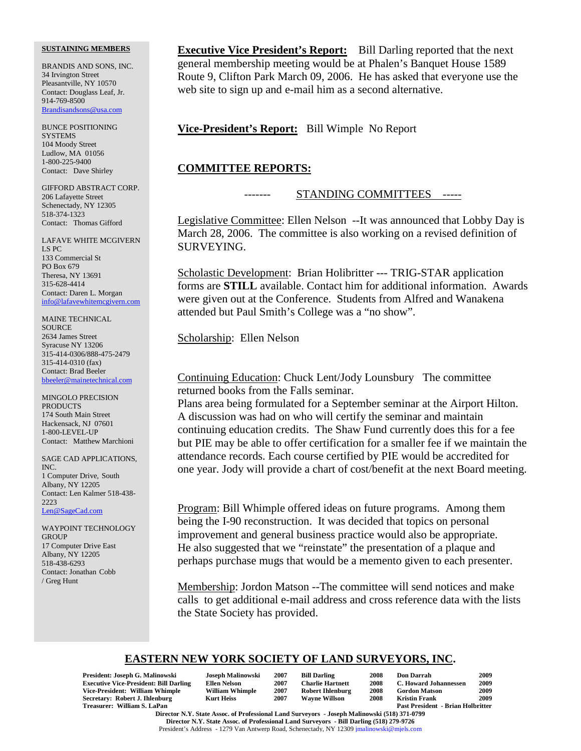**SUSTAINING MEMBERS**

BRANDIS AND SONS, INC.
34 Irvington Street
Pleasantville, NY 10570
Contact: Douglass Leaf, Jr.
914-769-8500
Brandisandsons@usa.com

BUNCE POSITIONING SYSTEMS
104 Moody Street
Ludlow, MA 01056
1-800-225-9400
Contact: Dave Shirley

GIFFORD ABSTRACT CORP.
206 Lafayette Street
Schenectady, NY 12305
518-374-1323
Contact: Thomas Gifford

LAFAVE WHITE MCGIVERN LS PC
133 Commercial St
PO Box 679
Theresa, NY 13691
315-628-4414
Contact: Daren L. Morgan
info@lafavewhitemcgivern.com

MAINE TECHNICAL SOURCE
2634 James Street
Syracuse NY 13206
315-414-0306/888-475-2479
315-414-0310 (fax)
Contact: Brad Beeler
bbeeler@mainetechnical.com

MINGOLO PRECISION PRODUCTS
174 South Main Street
Hackensack, NJ 07601
1-800-LEVEL-UP
Contact: Matthew Marchioni

SAGE CAD APPLICATIONS, INC.
1 Computer Drive, South
Albany, NY 12205
Contact: Len Kalmer 518-438-2223
Len@SageCad.com

WAYPOINT TECHNOLOGY GROUP
17 Computer Drive East
Albany, NY 12205
518-438-6293
Contact: Jonathan Cobb / Greg Hunt

**Executive Vice President's Report:** Bill Darling reported that the next general membership meeting would be at Phalen's Banquet House 1589 Route 9, Clifton Park March 09, 2006. He has asked that everyone use the web site to sign up and e-mail him as a second alternative.

**Vice-President's Report:** Bill Wimple No Report

**COMMITTEE REPORTS:**

------- STANDING COMMITTEES -----

Legislative Committee: Ellen Nelson --It was announced that Lobby Day is March 28, 2006. The committee is also working on a revised definition of SURVEYING.

Scholastic Development: Brian Holibritter --- TRIG-STAR application forms are **STILL** available. Contact him for additional information. Awards were given out at the Conference. Students from Alfred and Wanakena attended but Paul Smith's College was a "no show".

Scholarship: Ellen Nelson

Continuing Education: Chuck Lent/Jody Lounsbury The committee returned books from the Falls seminar.
Plans area being formulated for a September seminar at the Airport Hilton. A discussion was had on who will certify the seminar and maintain continuing education credits. The Shaw Fund currently does this for a fee but PIE may be able to offer certification for a smaller fee if we maintain the attendance records. Each course certified by PIE would be accredited for one year. Jody will provide a chart of cost/benefit at the next Board meeting.

Program: Bill Whimple offered ideas on future programs. Among them being the I-90 reconstruction. It was decided that topics on personal improvement and general business practice would also be appropriate. He also suggested that we "reinstate" the presentation of a plaque and perhaps purchase mugs that would be a memento given to each presenter.

Membership: Jordon Matson --The committee will send notices and make calls to get additional e-mail address and cross reference data with the lists the State Society has provided.

**EASTERN NEW YORK SOCIETY OF LAND SURVEYORS, INC.**

| | | | | | | | |
|---|---|---|---|---|---|---|---|
| **President: Joseph G. Malinowski** | **Joseph Malinowski** | **2007** | **Bill Darling** | **2008** | **Don Darrah** | **2009** |
| **Executive Vice-President: Bill Darling** | **Ellen Nelson** | **2007** | **Charlie Hartnett** | **2008** | **C. Howard Johannessen** | **2009** |
| **Vice-President: William Whimple** | **William Whimple** | **2007** | **Robert Ihlenburg** | **2008** | **Gordon Matson** | **2009** |
| **Secretary: Robert J. Ihlenburg** | **Kurt Heiss** | **2007** | **Wayne Willson** | **2008** | **Kristin Frank** | **2009** |
| **Treasurer: William S. LaPan** | | | | | **Past President - Brian Holbritter** | |

**Director N.Y. State Assoc. of Professional Land Surveyors - Joseph Malinowski (518) 371-0799**
**Director N.Y. State Assoc. of Professional Land Surveyors - Bill Darling (518) 279-9726**
President's Address - 1279 Van Antwerp Road, Schenectady, NY 12309 jmalinowski@mjels.com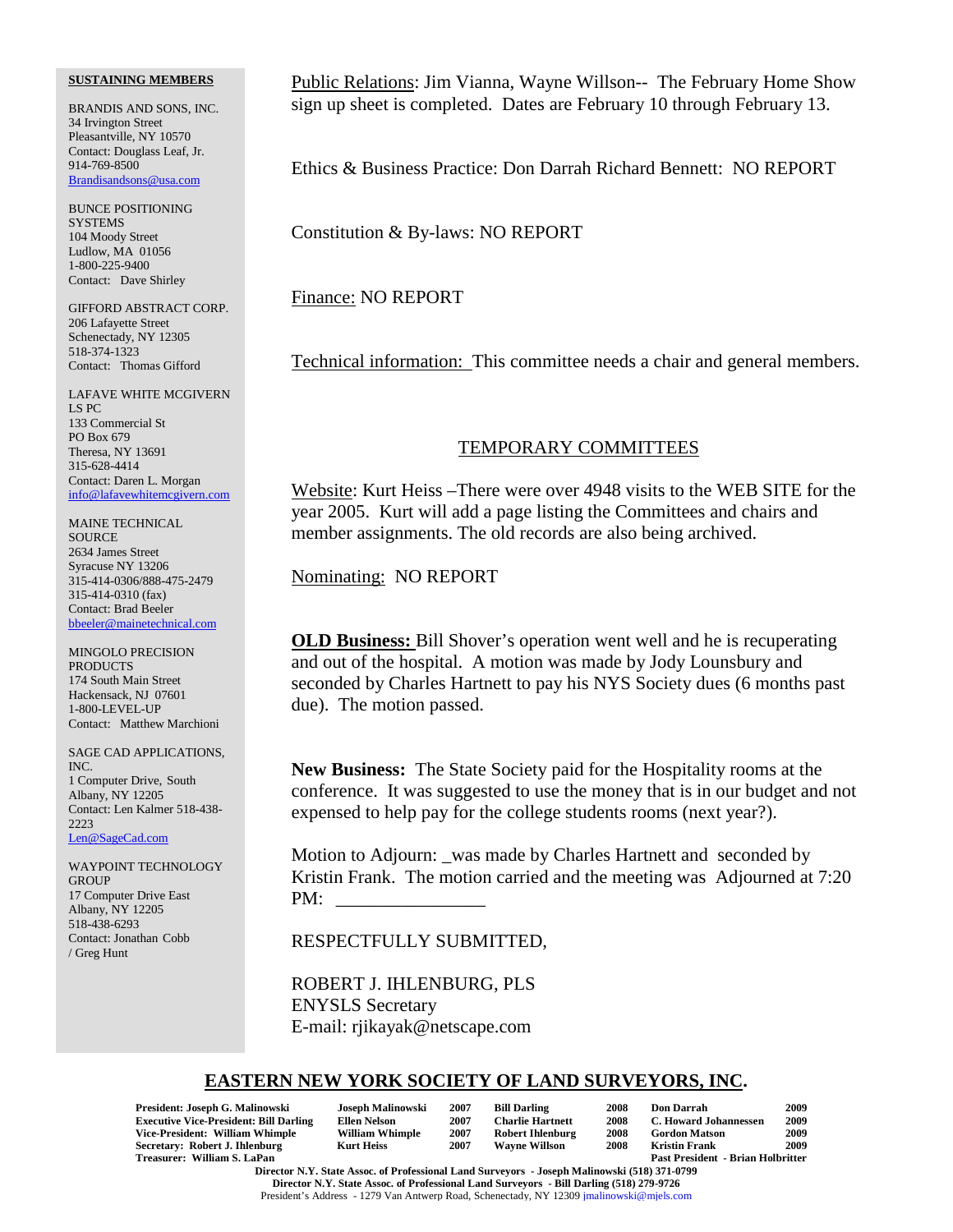**SUSTAINING MEMBERS**

BRANDIS AND SONS, INC.
34 Irvington Street
Pleasantville, NY 10570
Contact: Douglass Leaf, Jr.
914-769-8500
Brandisandsons@usa.com

BUNCE POSITIONING SYSTEMS
104 Moody Street
Ludlow, MA 01056
1-800-225-9400
Contact: Dave Shirley

GIFFORD ABSTRACT CORP.
206 Lafayette Street
Schenectady, NY 12305
518-374-1323
Contact: Thomas Gifford

LAFAVE WHITE MCGIVERN LS PC
133 Commercial St
PO Box 679
Theresa, NY 13691
315-628-4414
Contact: Daren L. Morgan
info@lafavewhitemcgivern.com

MAINE TECHNICAL SOURCE
2634 James Street
Syracuse NY 13206
315-414-0306/888-475-2479
315-414-0310 (fax)
Contact: Brad Beeler
bbeeler@mainetechnical.com

MINGOLO PRECISION PRODUCTS
174 South Main Street
Hackensack, NJ 07601
1-800-LEVEL-UP
Contact: Matthew Marchioni

SAGE CAD APPLICATIONS, INC.
1 Computer Drive, South
Albany, NY 12205
Contact: Len Kalmer 518-438-2223
Len@SageCad.com

WAYPOINT TECHNOLOGY GROUP
17 Computer Drive East
Albany, NY 12205
518-438-6293
Contact: Jonathan Cobb / Greg Hunt

Public Relations: Jim Vianna, Wayne Willson-- The February Home Show sign up sheet is completed. Dates are February 10 through February 13.

Ethics & Business Practice: Don Darrah Richard Bennett: NO REPORT

Constitution & By-laws: NO REPORT

Finance: NO REPORT

Technical information: This committee needs a chair and general members.

## TEMPORARY COMMITTEES

Website: Kurt Heiss –There were over 4948 visits to the WEB SITE for the year 2005. Kurt will add a page listing the Committees and chairs and member assignments. The old records are also being archived.

Nominating: NO REPORT

**OLD Business:** Bill Shover's operation went well and he is recuperating and out of the hospital. A motion was made by Jody Lounsbury and seconded by Charles Hartnett to pay his NYS Society dues (6 months past due). The motion passed.

**New Business:** The State Society paid for the Hospitality rooms at the conference. It was suggested to use the money that is in our budget and not expensed to help pay for the college students rooms (next year?).

Motion to Adjourn: _was made by Charles Hartnett and seconded by Kristin Frank. The motion carried and the meeting was Adjourned at 7:20 PM: ________________

RESPECTFULLY SUBMITTED,

ROBERT J. IHLENBURG, PLS
ENYSLS Secretary
E-mail: rjikayak@netscape.com

## EASTERN NEW YORK SOCIETY OF LAND SURVEYORS, INC.

| | | | | | | |
|---|---|---|---|---|---|---|
| **President: Joseph G. Malinowski** | **Joseph Malinowski** | **2007** | **Bill Darling** | **2008** | **Don Darrah** | **2009** |
| **Executive Vice-President: Bill Darling** | **Ellen Nelson** | **2007** | **Charlie Hartnett** | **2008** | **C. Howard Johannessen** | **2009** |
| **Vice-President: William Whimple** | **William Whimple** | **2007** | **Robert Ihlenburg** | **2008** | **Gordon Matson** | **2009** |
| **Secretary: Robert J. Ihlenburg** | **Kurt Heiss** | **2007** | **Wayne Willson** | **2008** | **Kristin Frank** | **2009** |
| **Treasurer: William S. LaPan** | | | | | **Past President - Brian Holbritter** | |

**Director N.Y. State Assoc. of Professional Land Surveyors - Joseph Malinowski (518) 371-0799**
**Director N.Y. State Assoc. of Professional Land Surveyors - Bill Darling (518) 279-9726**
President's Address - 1279 Van Antwerp Road, Schenectady, NY 12309 jmalinowski@mjels.com